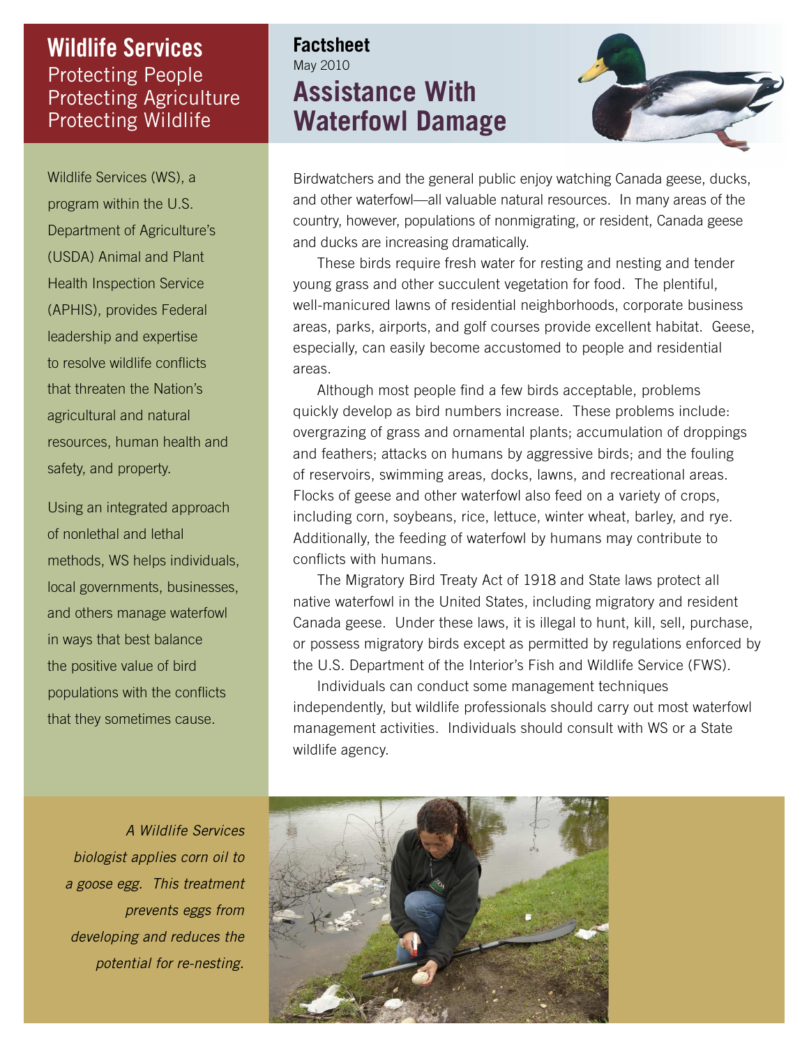# Wildlife Services

Protecting People
Protecting Agriculture
Protecting Wildlife

**Factsheet**
May 2010

# Assistance With Waterfowl Damage

Wildlife Services (WS), a program within the U.S. Department of Agriculture's (USDA) Animal and Plant Health Inspection Service (APHIS), provides Federal leadership and expertise to resolve wildlife conflicts that threaten the Nation's agricultural and natural resources, human health and safety, and property.

Using an integrated approach of nonlethal and lethal methods, WS helps individuals, local governments, businesses, and others manage waterfowl in ways that best balance the positive value of bird populations with the conflicts that they sometimes cause.

Birdwatchers and the general public enjoy watching Canada geese, ducks, and other waterfowl—all valuable natural resources. In many areas of the country, however, populations of nonmigrating, or resident, Canada geese and ducks are increasing dramatically.

These birds require fresh water for resting and nesting and tender young grass and other succulent vegetation for food. The plentiful, well-manicured lawns of residential neighborhoods, corporate business areas, parks, airports, and golf courses provide excellent habitat. Geese, especially, can easily become accustomed to people and residential areas.

Although most people find a few birds acceptable, problems quickly develop as bird numbers increase. These problems include: overgrazing of grass and ornamental plants; accumulation of droppings and feathers; attacks on humans by aggressive birds; and the fouling of reservoirs, swimming areas, docks, lawns, and recreational areas. Flocks of geese and other waterfowl also feed on a variety of crops, including corn, soybeans, rice, lettuce, winter wheat, barley, and rye. Additionally, the feeding of waterfowl by humans may contribute to conflicts with humans.

The Migratory Bird Treaty Act of 1918 and State laws protect all native waterfowl in the United States, including migratory and resident Canada geese. Under these laws, it is illegal to hunt, kill, sell, purchase, or possess migratory birds except as permitted by regulations enforced by the U.S. Department of the Interior's Fish and Wildlife Service (FWS).

Individuals can conduct some management techniques independently, but wildlife professionals should carry out most waterfowl management activities. Individuals should consult with WS or a State wildlife agency.

*A Wildlife Services biologist applies corn oil to a goose egg. This treatment prevents eggs from developing and reduces the potential for re-nesting.*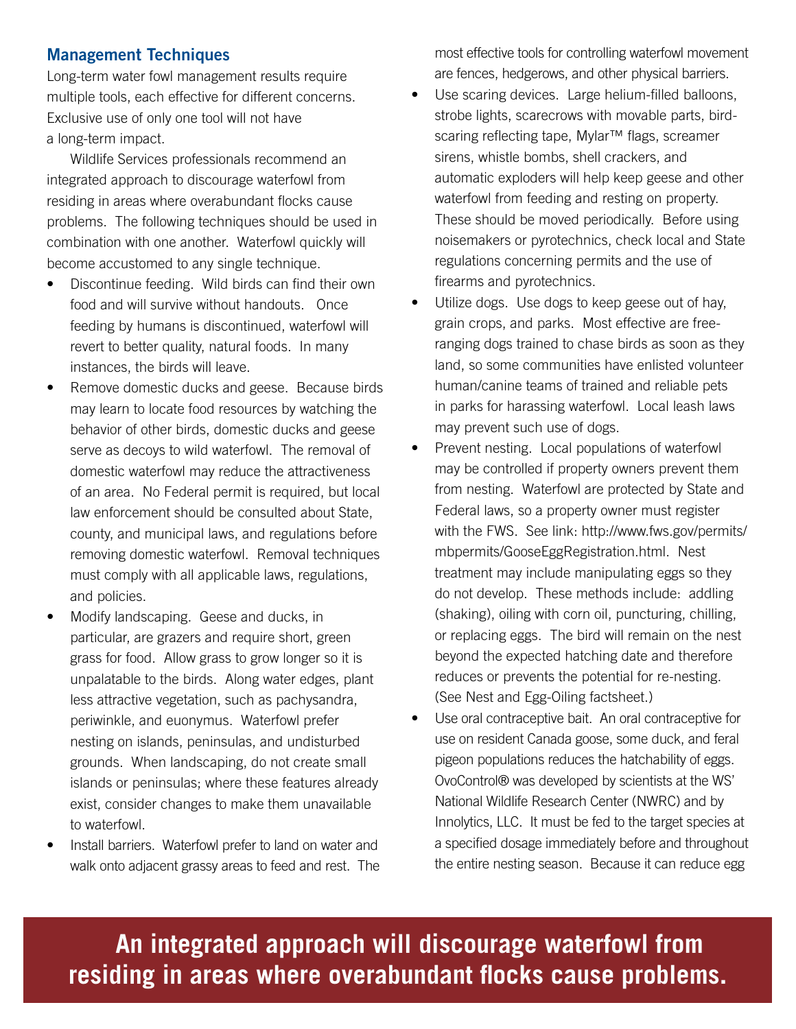## Management Techniques

Long-term water fowl management results require multiple tools, each effective for different concerns. Exclusive use of only one tool will not have a long-term impact.

Wildlife Services professionals recommend an integrated approach to discourage waterfowl from residing in areas where overabundant flocks cause problems. The following techniques should be used in combination with one another. Waterfowl quickly will become accustomed to any single technique.

- Discontinue feeding. Wild birds can find their own food and will survive without handouts. Once feeding by humans is discontinued, waterfowl will revert to better quality, natural foods. In many instances, the birds will leave.
- Remove domestic ducks and geese. Because birds may learn to locate food resources by watching the behavior of other birds, domestic ducks and geese serve as decoys to wild waterfowl. The removal of domestic waterfowl may reduce the attractiveness of an area. No Federal permit is required, but local law enforcement should be consulted about State, county, and municipal laws, and regulations before removing domestic waterfowl. Removal techniques must comply with all applicable laws, regulations, and policies.
- Modify landscaping. Geese and ducks, in particular, are grazers and require short, green grass for food. Allow grass to grow longer so it is unpalatable to the birds. Along water edges, plant less attractive vegetation, such as pachysandra, periwinkle, and euonymus. Waterfowl prefer nesting on islands, peninsulas, and undisturbed grounds. When landscaping, do not create small islands or peninsulas; where these features already exist, consider changes to make them unavailable to waterfowl.
- Install barriers. Waterfowl prefer to land on water and walk onto adjacent grassy areas to feed and rest. The most effective tools for controlling waterfowl movement are fences, hedgerows, and other physical barriers.
- Use scaring devices. Large helium-filled balloons, strobe lights, scarecrows with movable parts, bird-scaring reflecting tape, Mylar™ flags, screamer sirens, whistle bombs, shell crackers, and automatic exploders will help keep geese and other waterfowl from feeding and resting on property. These should be moved periodically. Before using noisemakers or pyrotechnics, check local and State regulations concerning permits and the use of firearms and pyrotechnics.
- Utilize dogs. Use dogs to keep geese out of hay, grain crops, and parks. Most effective are free-ranging dogs trained to chase birds as soon as they land, so some communities have enlisted volunteer human/canine teams of trained and reliable pets in parks for harassing waterfowl. Local leash laws may prevent such use of dogs.
- Prevent nesting. Local populations of waterfowl may be controlled if property owners prevent them from nesting. Waterfowl are protected by State and Federal laws, so a property owner must register with the FWS. See link: http://www.fws.gov/permits/mbpermits/GooseEggRegistration.html. Nest treatment may include manipulating eggs so they do not develop. These methods include: addling (shaking), oiling with corn oil, puncturing, chilling, or replacing eggs. The bird will remain on the nest beyond the expected hatching date and therefore reduces or prevents the potential for re-nesting. (See Nest and Egg-Oiling factsheet.)
- Use oral contraceptive bait. An oral contraceptive for use on resident Canada goose, some duck, and feral pigeon populations reduces the hatchability of eggs. OvoControl® was developed by scientists at the WS' National Wildlife Research Center (NWRC) and by Innolytics, LLC. It must be fed to the target species at a specified dosage immediately before and throughout the entire nesting season. Because it can reduce egg

**An integrated approach will discourage waterfowl from residing in areas where overabundant flocks cause problems.**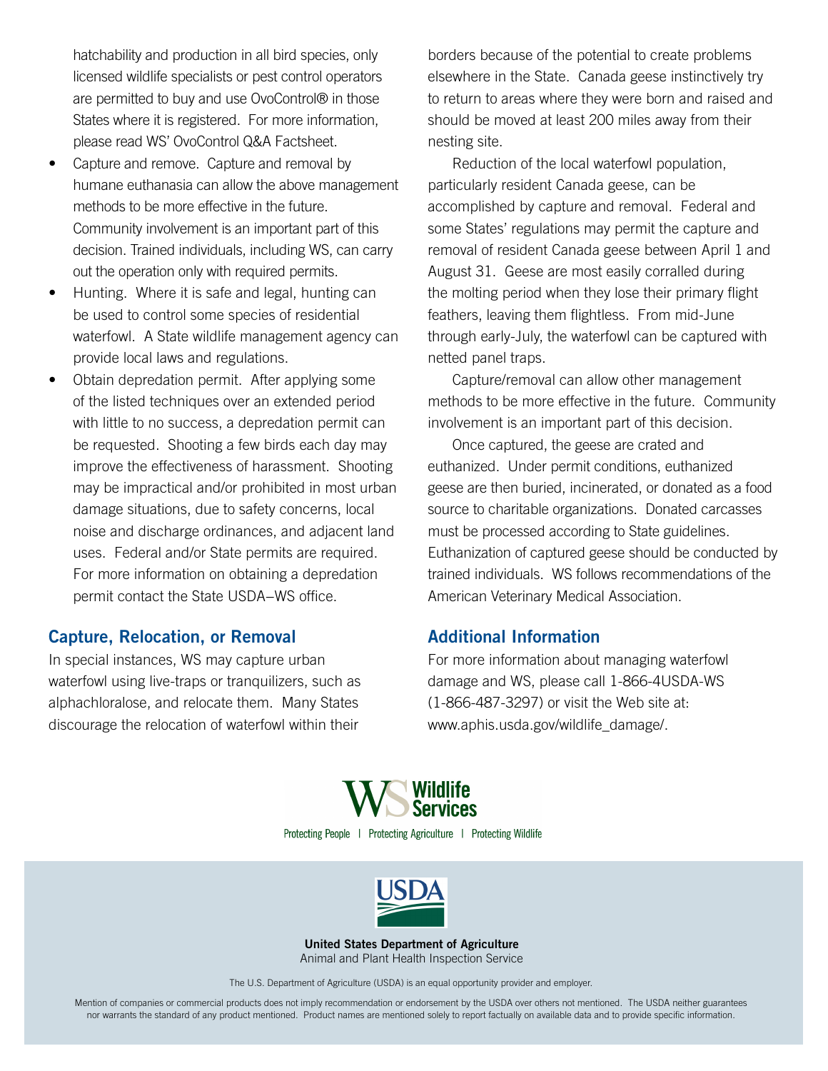hatchability and production in all bird species, only licensed wildlife specialists or pest control operators are permitted to buy and use OvoControl® in those States where it is registered. For more information, please read WS' OvoControl Q&A Factsheet.

- Capture and remove. Capture and removal by humane euthanasia can allow the above management methods to be more effective in the future. Community involvement is an important part of this decision. Trained individuals, including WS, can carry out the operation only with required permits.
- Hunting. Where it is safe and legal, hunting can be used to control some species of residential waterfowl. A State wildlife management agency can provide local laws and regulations.
- Obtain depredation permit. After applying some of the listed techniques over an extended period with little to no success, a depredation permit can be requested. Shooting a few birds each day may improve the effectiveness of harassment. Shooting may be impractical and/or prohibited in most urban damage situations, due to safety concerns, local noise and discharge ordinances, and adjacent land uses. Federal and/or State permits are required. For more information on obtaining a depredation permit contact the State USDA–WS office.

## Capture, Relocation, or Removal

In special instances, WS may capture urban waterfowl using live-traps or tranquilizers, such as alphachloralose, and relocate them. Many States discourage the relocation of waterfowl within their borders because of the potential to create problems elsewhere in the State. Canada geese instinctively try to return to areas where they were born and raised and should be moved at least 200 miles away from their nesting site.

Reduction of the local waterfowl population, particularly resident Canada geese, can be accomplished by capture and removal. Federal and some States' regulations may permit the capture and removal of resident Canada geese between April 1 and August 31. Geese are most easily corralled during the molting period when they lose their primary flight feathers, leaving them flightless. From mid-June through early-July, the waterfowl can be captured with netted panel traps.

Capture/removal can allow other management methods to be more effective in the future. Community involvement is an important part of this decision.

Once captured, the geese are crated and euthanized. Under permit conditions, euthanized geese are then buried, incinerated, or donated as a food source to charitable organizations. Donated carcasses must be processed according to State guidelines. Euthanization of captured geese should be conducted by trained individuals. WS follows recommendations of the American Veterinary Medical Association.

## Additional Information

For more information about managing waterfowl damage and WS, please call 1-866-4USDA-WS (1-866-487-3297) or visit the Web site at: www.aphis.usda.gov/wildlife_damage/.

WS Wildlife Services

Protecting People | Protecting Agriculture | Protecting Wildlife

USDA

**United States Department of Agriculture**
Animal and Plant Health Inspection Service

The U.S. Department of Agriculture (USDA) is an equal opportunity provider and employer.

Mention of companies or commercial products does not imply recommendation or endorsement by the USDA over others not mentioned. The USDA neither guarantees nor warrants the standard of any product mentioned. Product names are mentioned solely to report factually on available data and to provide specific information.